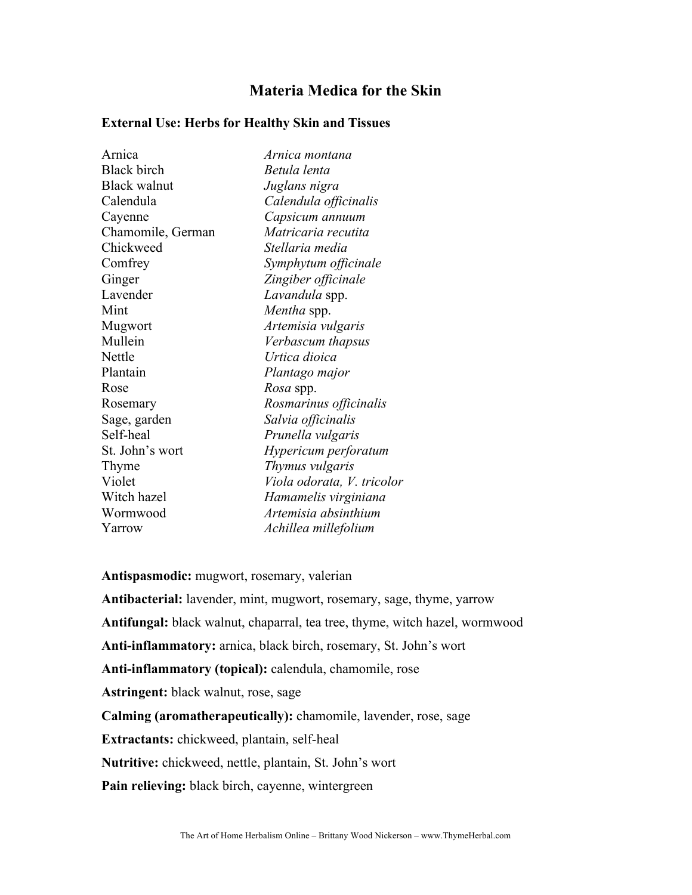# Materia Medica for the Skin

## External Use: Herbs for Healthy Skin and Tissues

| | |
|---|---|
| Arnica | *Arnica montana* |
| Black birch | *Betula lenta* |
| Black walnut | *Juglans nigra* |
| Calendula | *Calendula officinalis* |
| Cayenne | *Capsicum annuum* |
| Chamomile, German | *Matricaria recutita* |
| Chickweed | *Stellaria media* |
| Comfrey | *Symphytum officinale* |
| Ginger | *Zingiber officinale* |
| Lavender | *Lavandula* spp. |
| Mint | *Mentha* spp. |
| Mugwort | *Artemisia vulgaris* |
| Mullein | *Verbascum thapsus* |
| Nettle | *Urtica dioica* |
| Plantain | *Plantago major* |
| Rose | *Rosa* spp. |
| Rosemary | *Rosmarinus officinalis* |
| Sage, garden | *Salvia officinalis* |
| Self-heal | *Prunella vulgaris* |
| St. John's wort | *Hypericum perforatum* |
| Thyme | *Thymus vulgaris* |
| Violet | *Viola odorata, V. tricolor* |
| Witch hazel | *Hamamelis virginiana* |
| Wormwood | *Artemisia absinthium* |
| Yarrow | *Achillea millefolium* |

**Antispasmodic:** mugwort, rosemary, valerian

**Antibacterial:** lavender, mint, mugwort, rosemary, sage, thyme, yarrow

**Antifungal:** black walnut, chaparral, tea tree, thyme, witch hazel, wormwood

**Anti-inflammatory:** arnica, black birch, rosemary, St. John's wort

**Anti-inflammatory (topical):** calendula, chamomile, rose

**Astringent:** black walnut, rose, sage

**Calming (aromatherapeutically):** chamomile, lavender, rose, sage

**Extractants:** chickweed, plantain, self-heal

**Nutritive:** chickweed, nettle, plantain, St. John's wort

**Pain relieving:** black birch, cayenne, wintergreen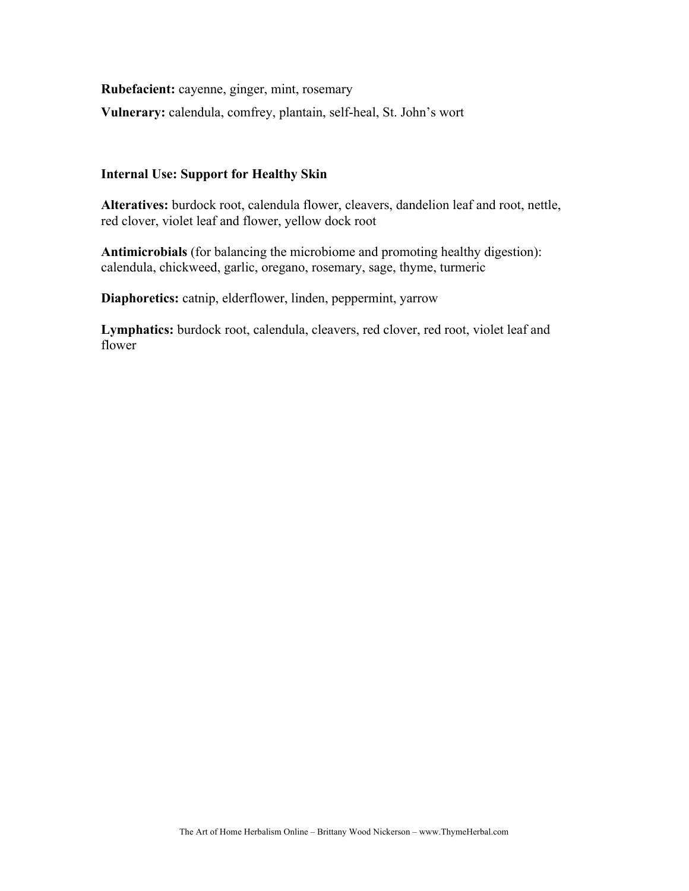**Rubefacient:** cayenne, ginger, mint, rosemary

**Vulnerary:** calendula, comfrey, plantain, self-heal, St. John's wort

**Internal Use: Support for Healthy Skin**

**Alteratives:** burdock root, calendula flower, cleavers, dandelion leaf and root, nettle, red clover, violet leaf and flower, yellow dock root

**Antimicrobials** (for balancing the microbiome and promoting healthy digestion): calendula, chickweed, garlic, oregano, rosemary, sage, thyme, turmeric

**Diaphoretics:** catnip, elderflower, linden, peppermint, yarrow

**Lymphatics:** burdock root, calendula, cleavers, red clover, red root, violet leaf and flower